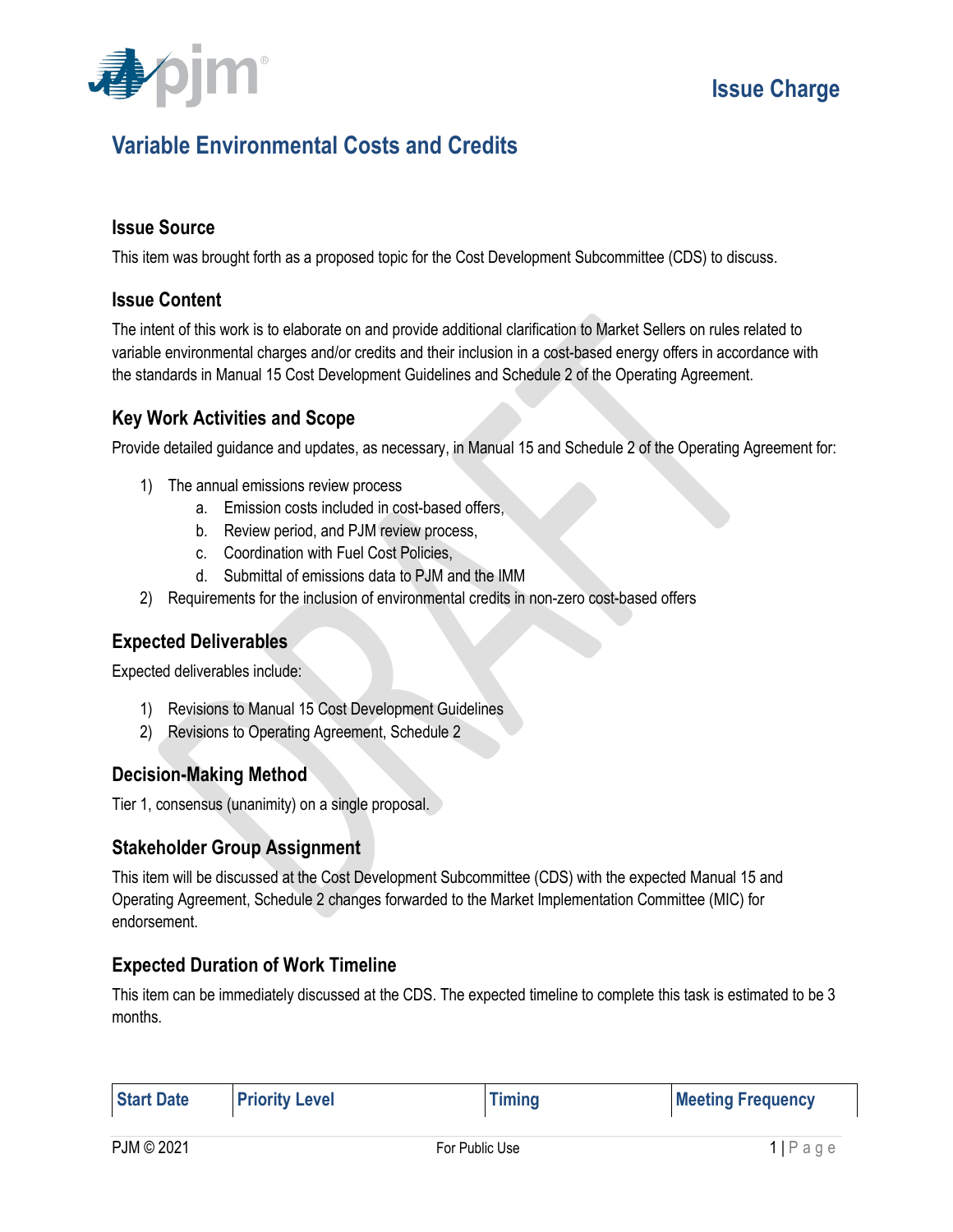# Issue Charge

## Variable Environmental Costs and Credits

### Issue Source

This item was brought forth as a proposed topic for the Cost Development Subcommittee (CDS) to discuss.

### Issue Content

The intent of this work is to elaborate on and provide additional clarification to Market Sellers on rules related to variable environmental charges and/or credits and their inclusion in a cost-based energy offers in accordance with the standards in Manual 15 Cost Development Guidelines and Schedule 2 of the Operating Agreement.

### Key Work Activities and Scope

Provide detailed guidance and updates, as necessary, in Manual 15 and Schedule 2 of the Operating Agreement for:

1) The annual emissions review process
    a. Emission costs included in cost-based offers,
    b. Review period, and PJM review process,
    c. Coordination with Fuel Cost Policies,
    d. Submittal of emissions data to PJM and the IMM
2) Requirements for the inclusion of environmental credits in non-zero cost-based offers

### Expected Deliverables

Expected deliverables include:

1) Revisions to Manual 15 Cost Development Guidelines
2) Revisions to Operating Agreement, Schedule 2

### Decision-Making Method

Tier 1, consensus (unanimity) on a single proposal.

### Stakeholder Group Assignment

This item will be discussed at the Cost Development Subcommittee (CDS) with the expected Manual 15 and Operating Agreement, Schedule 2 changes forwarded to the Market Implementation Committee (MIC) for endorsement.

### Expected Duration of Work Timeline

This item can be immediately discussed at the CDS. The expected timeline to complete this task is estimated to be 3 months.

| Start Date | Priority Level | Timing | Meeting Frequency |
|---|---|---|---|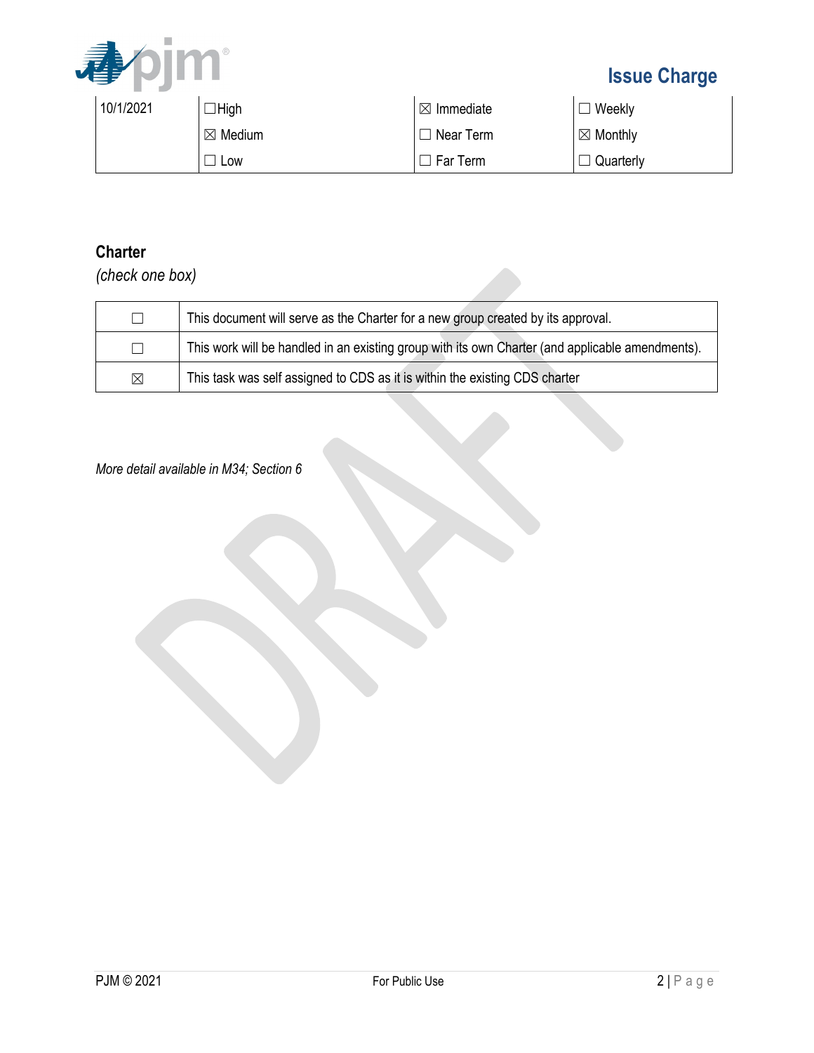| | | | |
|---|---|---|---|
| 10/1/2021 | ☐High | ☒ Immediate | ☐ Weekly |
| | ☒ Medium | ☐ Near Term | ☒ Monthly |
| | ☐ Low | ☐ Far Term | ☐ Quarterly |

**Charter**

*(check one box)*

| | |
|---|---|
| ☐ | This document will serve as the Charter for a new group created by its approval. |
| ☐ | This work will be handled in an existing group with its own Charter (and applicable amendments). |
| ☒ | This task was self assigned to CDS as it is within the existing CDS charter |

*More detail available in M34; Section 6*